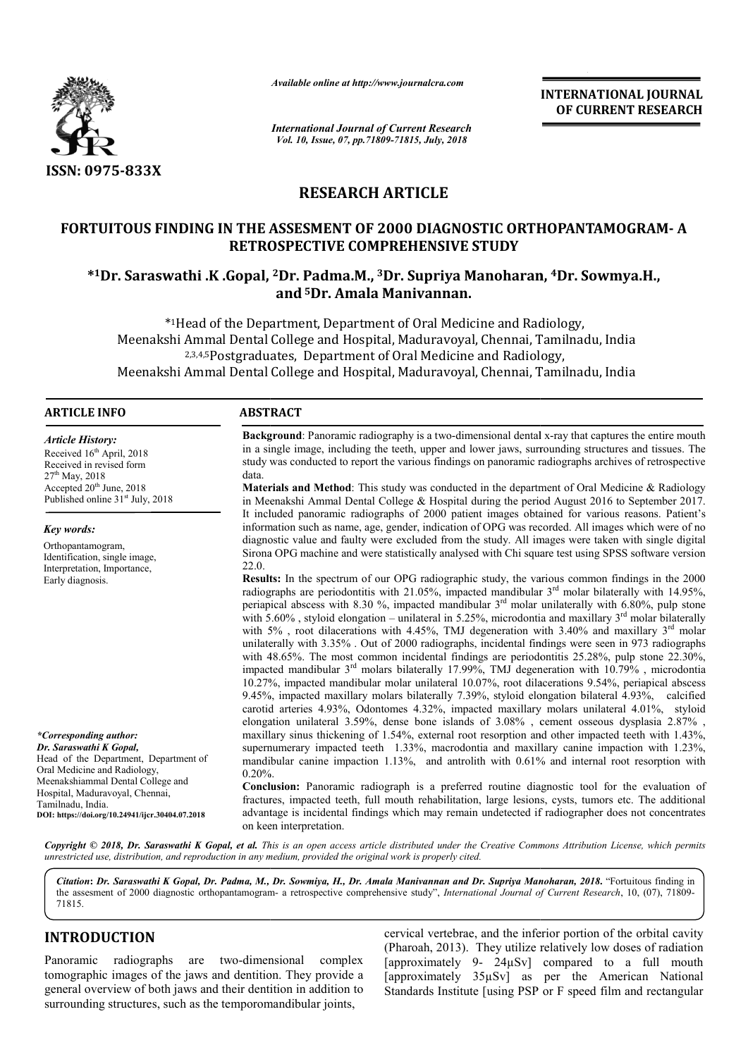# RESEARCH ARTICLE

## FORTUITOUS FINDING IN THE ASSESMENT OF 2000 DIAGNOSTIC ORTHOPANTAMOGRAM- A RETROSPECTIVE COMPREHENSIVE STUDY

**\*[1]Dr. Saraswathi .K .Gopal, [2]Dr. Padma.M., [3]Dr. Supriya Manoharan, [4]Dr. Sowmya.H., and [5]Dr. Amala Manivannan.**

\*[1]Head of the Department, Department of Oral Medicine and Radiology, Meenakshi Ammal Dental College and Hospital, Maduravoyal, Chennai, Tamilnadu, India

[2,3,4,5]Postgraduates, Department of Oral Medicine and Radiology, Meenakshi Ammal Dental College and Hospital, Maduravoyal, Chennai, Tamilnadu, India

### ARTICLE INFO

***Article History:***

Received 16th April, 2018
Received in revised form 27th May, 2018
Accepted 20th June, 2018
Published online 31st July, 2018

***Key words:***

Orthopantamogram, Identification, single image, Interpretation, Importance, Early diagnosis.

***\*Corresponding author:***
***Dr. Saraswathi K Gopal,***
Head of the Department, Department of Oral Medicine and Radiology, Meenakshiammal Dental College and Hospital, Maduravoyal, Chennai, Tamilnadu, India.
**DOI: https://doi.org/10.24941/ijcr.30404.07.2018**

### ABSTRACT

**Background**: Panoramic radiography is a two-dimensional dental x-ray that captures the entire mouth in a single image, including the teeth, upper and lower jaws, surrounding structures and tissues. The study was conducted to report the various findings on panoramic radiographs archives of retrospective data.

**Materials and Method**: This study was conducted in the department of Oral Medicine & Radiology in Meenakshi Ammal Dental College & Hospital during the period August 2016 to September 2017. It included panoramic radiographs of 2000 patient images obtained for various reasons. Patient's information such as name, age, gender, indication of OPG was recorded. All images which were of no diagnostic value and faulty were excluded from the study. All images were taken with single digital Sirona OPG machine and were statistically analysed with Chi square test using SPSS software version 22.0.

**Results:** In the spectrum of our OPG radiographic study, the various common findings in the 2000 radiographs are periodontitis with 21.05%, impacted mandibular 3rd molar bilaterally with 14.95%, periapical abscess with 8.30 %, impacted mandibular 3rd molar unilaterally with 6.80%, pulp stone with 5.60% , styloid elongation – unilateral in 5.25%, microdontia and maxillary 3rd molar bilaterally with 5% , root dilacerations with 4.45%, TMJ degeneration with 3.40% and maxillary 3rd molar unilaterally with 3.35% . Out of 2000 radiographs, incidental findings were seen in 973 radiographs with 48.65%. The most common incidental findings are periodontitis 25.28%, pulp stone 22.30%, impacted mandibular 3rd molars bilaterally 17.99%, TMJ degeneration with 10.79% , microdontia 10.27%, impacted mandibular molar unilateral 10.07%, root dilacerations 9.54%, periapical abscess 9.45%, impacted maxillary molars bilaterally 7.39%, styloid elongation bilateral 4.93%, calcified carotid arteries 4.93%, Odontomes 4.32%, impacted maxillary molars unilateral 4.01%, styloid elongation unilateral 3.59%, dense bone islands of 3.08% , cement osseous dysplasia 2.87% , maxillary sinus thickening of 1.54%, external root resorption and other impacted teeth with 1.43%, supernumerary impacted teeth 1.33%, macrodontia and maxillary canine impaction with 1.23%, mandibular canine impaction 1.13%, and antrolith with 0.61% and internal root resorption with 0.20%.

**Conclusion:** Panoramic radiograph is a preferred routine diagnostic tool for the evaluation of fractures, impacted teeth, full mouth rehabilitation, large lesions, cysts, tumors etc. The additional advantage is incidental findings which may remain undetected if radiographer does not concentrates on keen interpretation.

***Copyright © 2018, Dr. Saraswathi K Gopal, et al.** This is an open access article distributed under the Creative Commons Attribution License, which permits unrestricted use, distribution, and reproduction in any medium, provided the original work is properly cited.*

***Citation*: *Dr. Saraswathi K Gopal, Dr. Padma, M., Dr. Sowmiya, H., Dr. Amala Manivannan and Dr. Supriya Manoharan, 2018.*** "Fortuitous finding in the assesment of 2000 diagnostic orthopantamogram- a retrospective comprehensive study", *International Journal of Current Research*, 10, (07), 71809-71815.

## INTRODUCTION

Panoramic radiographs are two-dimensional complex tomographic images of the jaws and dentition. They provide a general overview of both jaws and their dentition in addition to surrounding structures, such as the temporomandibular joints, cervical vertebrae, and the inferior portion of the orbital cavity (Pharoah, 2013). They utilize relatively low doses of radiation [approximately 9- 24μSv] compared to a full mouth [approximately 35μSv] as per the American National Standards Institute [using PSP or F speed film and rectangular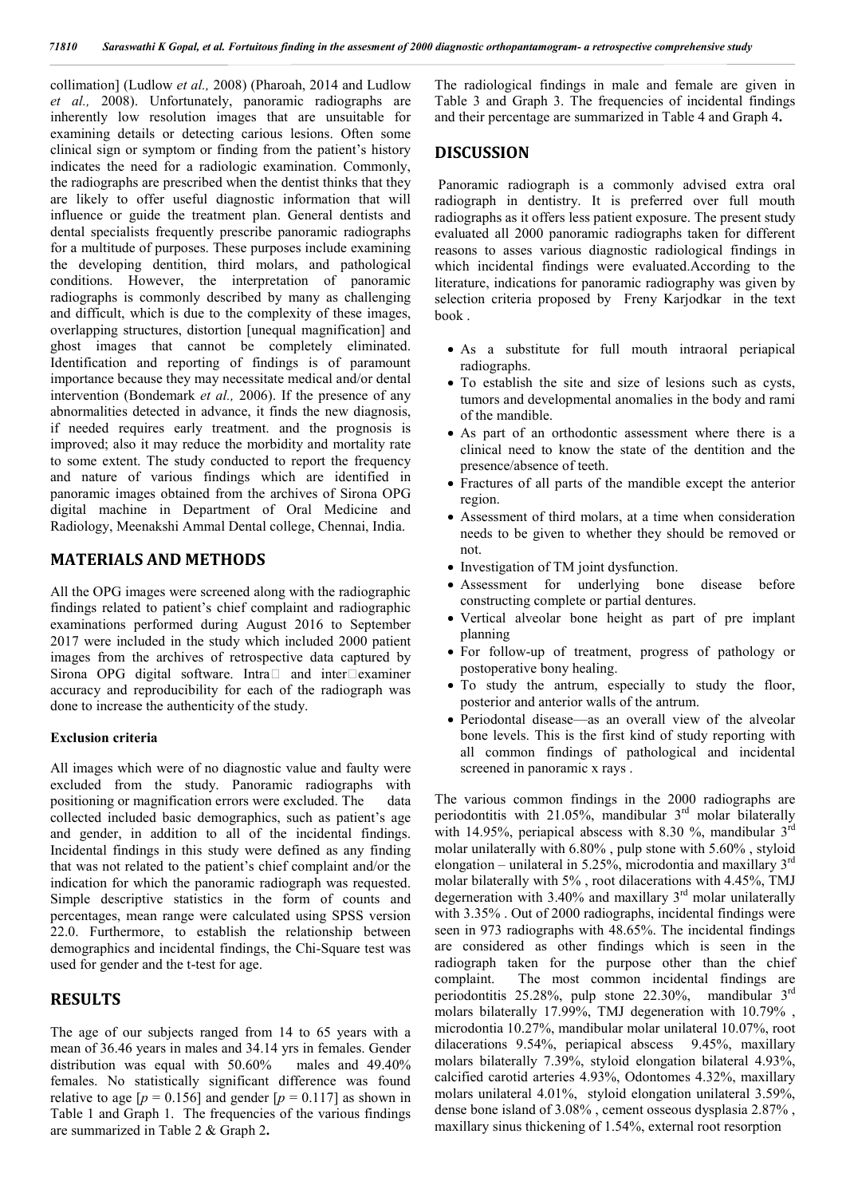collimation] (Ludlow *et al.,* 2008) (Pharoah, 2014 and Ludlow *et al.,* 2008). Unfortunately, panoramic radiographs are inherently low resolution images that are unsuitable for examining details or detecting carious lesions. Often some clinical sign or symptom or finding from the patient's history indicates the need for a radiologic examination. Commonly, the radiographs are prescribed when the dentist thinks that they are likely to offer useful diagnostic information that will influence or guide the treatment plan. General dentists and dental specialists frequently prescribe panoramic radiographs for a multitude of purposes. These purposes include examining the developing dentition, third molars, and pathological conditions. However, the interpretation of panoramic radiographs is commonly described by many as challenging and difficult, which is due to the complexity of these images, overlapping structures, distortion [unequal magnification] and ghost images that cannot be completely eliminated. Identification and reporting of findings is of paramount importance because they may necessitate medical and/or dental intervention (Bondemark *et al.,* 2006). If the presence of any abnormalities detected in advance, it finds the new diagnosis, if needed requires early treatment. and the prognosis is improved; also it may reduce the morbidity and mortality rate to some extent. The study conducted to report the frequency and nature of various findings which are identified in panoramic images obtained from the archives of Sirona OPG digital machine in Department of Oral Medicine and Radiology, Meenakshi Ammal Dental college, Chennai, India.

## MATERIALS AND METHODS

All the OPG images were screened along with the radiographic findings related to patient's chief complaint and radiographic examinations performed during August 2016 to September 2017 were included in the study which included 2000 patient images from the archives of retrospective data captured by Sirona OPG digital software. Intra and inter examiner accuracy and reproducibility for each of the radiograph was done to increase the authenticity of the study.

**Exclusion criteria**

All images which were of no diagnostic value and faulty were excluded from the study. Panoramic radiographs with positioning or magnification errors were excluded. The data collected included basic demographics, such as patient's age and gender, in addition to all of the incidental findings. Incidental findings in this study were defined as any finding that was not related to the patient's chief complaint and/or the indication for which the panoramic radiograph was requested. Simple descriptive statistics in the form of counts and percentages, mean range were calculated using SPSS version 22.0. Furthermore, to establish the relationship between demographics and incidental findings, the Chi-Square test was used for gender and the t-test for age.

## RESULTS

The age of our subjects ranged from 14 to 65 years with a mean of 36.46 years in males and 34.14 yrs in females. Gender distribution was equal with 50.60% males and 49.40% females. No statistically significant difference was found relative to age [$p = 0.156$] and gender [$p = 0.117$] as shown in Table 1 and Graph 1. The frequencies of the various findings are summarized in Table 2 & Graph 2**.**

The radiological findings in male and female are given in Table 3 and Graph 3. The frequencies of incidental findings and their percentage are summarized in Table 4 and Graph 4**.**

## DISCUSSION

Panoramic radiograph is a commonly advised extra oral radiograph in dentistry. It is preferred over full mouth radiographs as it offers less patient exposure. The present study evaluated all 2000 panoramic radiographs taken for different reasons to asses various diagnostic radiological findings in which incidental findings were evaluated.According to the literature, indications for panoramic radiography was given by selection criteria proposed by Freny Karjodkar in the text book .

- As a substitute for full mouth intraoral periapical radiographs.
- To establish the site and size of lesions such as cysts, tumors and developmental anomalies in the body and rami of the mandible.
- As part of an orthodontic assessment where there is a clinical need to know the state of the dentition and the presence/absence of teeth.
- Fractures of all parts of the mandible except the anterior region.
- Assessment of third molars, at a time when consideration needs to be given to whether they should be removed or not.
- Investigation of TM joint dysfunction.
- Assessment for underlying bone disease before constructing complete or partial dentures.
- Vertical alveolar bone height as part of pre implant planning
- For follow-up of treatment, progress of pathology or postoperative bony healing.
- To study the antrum, especially to study the floor, posterior and anterior walls of the antrum.
- Periodontal disease—as an overall view of the alveolar bone levels. This is the first kind of study reporting with all common findings of pathological and incidental screened in panoramic x rays .

The various common findings in the 2000 radiographs are periodontitis with 21.05%, mandibular 3rd molar bilaterally with 14.95%, periapical abscess with 8.30 %, mandibular 3rd molar unilaterally with 6.80% , pulp stone with 5.60% , styloid elongation – unilateral in 5.25%, microdontia and maxillary 3rd molar bilaterally with 5% , root dilacerations with 4.45%, TMJ degerneration with 3.40% and maxillary 3rd molar unilaterally with 3.35% . Out of 2000 radiographs, incidental findings were seen in 973 radiographs with 48.65%. The incidental findings are considered as other findings which is seen in the radiograph taken for the purpose other than the chief complaint. The most common incidental findings are periodontitis 25.28%, pulp stone 22.30%, mandibular 3rd molars bilaterally 17.99%, TMJ degeneration with 10.79% , microdontia 10.27%, mandibular molar unilateral 10.07%, root dilacerations 9.54%, periapical abscess 9.45%, maxillary molars bilaterally 7.39%, styloid elongation bilateral 4.93%, calcified carotid arteries 4.93%, Odontomes 4.32%, maxillary molars unilateral 4.01%, styloid elongation unilateral 3.59%, dense bone island of 3.08% , cement osseous dysplasia 2.87% , maxillary sinus thickening of 1.54%, external root resorption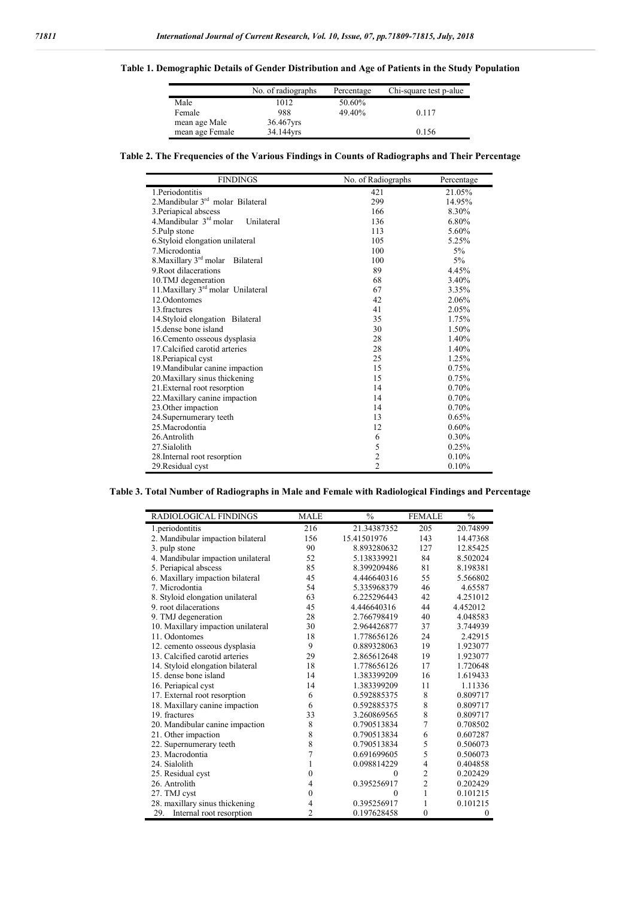**Table 1. Demographic Details of Gender Distribution and Age of Patients in the Study Population**

| | No. of radiographs | Percentage | Chi-square test p-alue |
|---|---|---|---|
| Male | 1012 | 50.60% | |
| Female | 988 | 49.40% | 0.117 |
| mean age Male | 36.467yrs | | |
| mean age Female | 34.144yrs | | 0.156 |

**Table 2. The Frequencies of the Various Findings in Counts of Radiographs and Their Percentage**

| FINDINGS | No. of Radiographs | Percentage |
|---|---|---|
| 1.Periodontitis | 421 | 21.05% |
| 2.Mandibular 3rd molar Bilateral | 299 | 14.95% |
| 3.Periapical abscess | 166 | 8.30% |
| 4.Mandibular 3rd molar Unilateral | 136 | 6.80% |
| 5.Pulp stone | 113 | 5.60% |
| 6.Styloid elongation unilateral | 105 | 5.25% |
| 7.Microdontia | 100 | 5% |
| 8.Maxillary 3rd molar Bilateral | 100 | 5% |
| 9.Root dilacerations | 89 | 4.45% |
| 10.TMJ degeneration | 68 | 3.40% |
| 11.Maxillary 3rd molar Unilateral | 67 | 3.35% |
| 12.Odontomes | 42 | 2.06% |
| 13.fractures | 41 | 2.05% |
| 14.Styloid elongation Bilateral | 35 | 1.75% |
| 15.dense bone island | 30 | 1.50% |
| 16.Cemento osseous dysplasia | 28 | 1.40% |
| 17.Calcified carotid arteries | 28 | 1.40% |
| 18.Periapical cyst | 25 | 1.25% |
| 19.Mandibular canine impaction | 15 | 0.75% |
| 20.Maxillary sinus thickening | 15 | 0.75% |
| 21.External root resorption | 14 | 0.70% |
| 22.Maxillary canine impaction | 14 | 0.70% |
| 23.Other impaction | 14 | 0.70% |
| 24.Supernumerary teeth | 13 | 0.65% |
| 25.Macrodontia | 12 | 0.60% |
| 26.Antrolith | 6 | 0.30% |
| 27.Sialolith | 5 | 0.25% |
| 28.Internal root resorption | 2 | 0.10% |
| 29.Residual cyst | 2 | 0.10% |

**Table 3. Total Number of Radiographs in Male and Female with Radiological Findings and Percentage**

| RADIOLOGICAL FINDINGS | MALE | % | FEMALE | % |
|---|---|---|---|---|
| 1.periodontitis | 216 | 21.34387352 | 205 | 20.74899 |
| 2. Mandibular impaction bilateral | 156 | 15.41501976 | 143 | 14.47368 |
| 3. pulp stone | 90 | 8.893280632 | 127 | 12.85425 |
| 4. Mandibular impaction unilateral | 52 | 5.138339921 | 84 | 8.502024 |
| 5. Periapical abscess | 85 | 8.399209486 | 81 | 8.198381 |
| 6. Maxillary impaction bilateral | 45 | 4.446640316 | 55 | 5.566802 |
| 7. Microdontia | 54 | 5.335968379 | 46 | 4.65587 |
| 8. Styloid elongation unilateral | 63 | 6.225296443 | 42 | 4.251012 |
| 9. root dilacerations | 45 | 4.446640316 | 44 | 4.452012 |
| 9. TMJ degeneration | 28 | 2.766798419 | 40 | 4.048583 |
| 10. Maxillary impaction unilateral | 30 | 2.964426877 | 37 | 3.744939 |
| 11. Odontomes | 18 | 1.778656126 | 24 | 2.42915 |
| 12. cemento osseous dysplasia | 9 | 0.889328063 | 19 | 1.923077 |
| 13. Calcified carotid arteries | 29 | 2.865612648 | 19 | 1.923077 |
| 14. Styloid elongation bilateral | 18 | 1.778656126 | 17 | 1.720648 |
| 15. dense bone island | 14 | 1.383399209 | 16 | 1.619433 |
| 16. Periapical cyst | 14 | 1.383399209 | 11 | 1.11336 |
| 17. External root resorption | 6 | 0.592885375 | 8 | 0.809717 |
| 18. Maxillary canine impaction | 6 | 0.592885375 | 8 | 0.809717 |
| 19. fractures | 33 | 3.260869565 | 8 | 0.809717 |
| 20. Mandibular canine impaction | 8 | 0.790513834 | 7 | 0.708502 |
| 21. Other impaction | 8 | 0.790513834 | 6 | 0.607287 |
| 22. Supernumerary teeth | 8 | 0.790513834 | 5 | 0.506073 |
| 23. Macrodontia | 7 | 0.691699605 | 5 | 0.506073 |
| 24. Sialolith | 1 | 0.098814229 | 4 | 0.404858 |
| 25. Residual cyst | 0 | 0 | 2 | 0.202429 |
| 26. Antrolith | 4 | 0.395256917 | 2 | 0.202429 |
| 27. TMJ cyst | 0 | 0 | 1 | 0.101215 |
| 28. maxillary sinus thickening | 4 | 0.395256917 | 1 | 0.101215 |
| 29. Internal root resorption | 2 | 0.197628458 | 0 | 0 |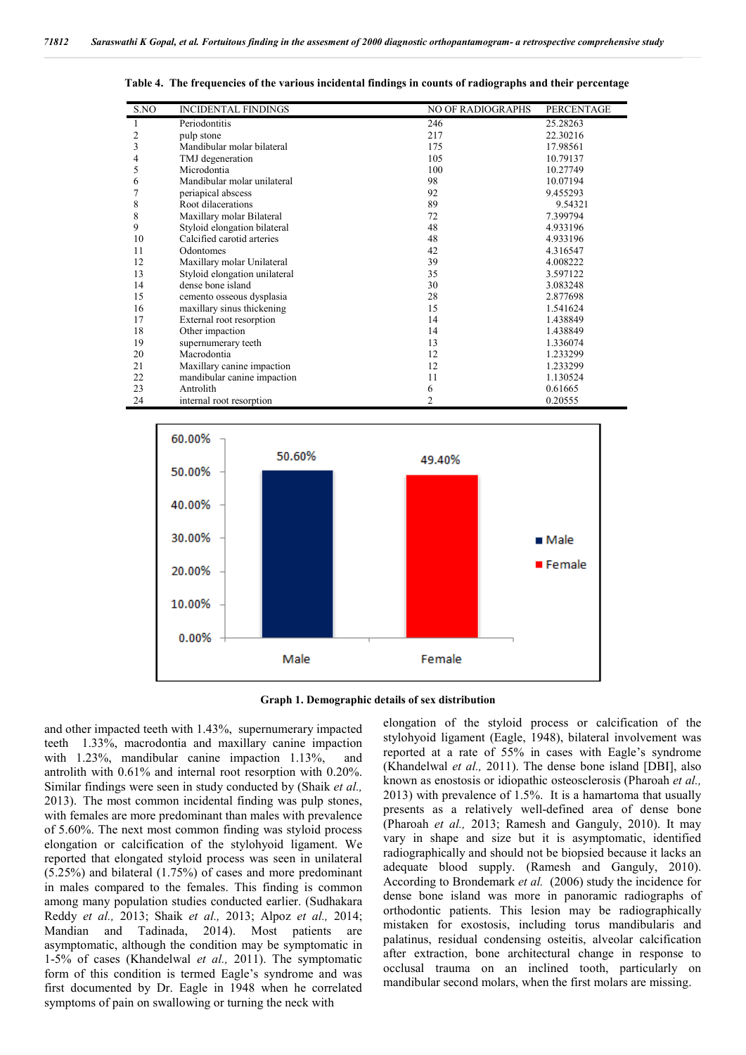**Table 4. The frequencies of the various incidental findings in counts of radiographs and their percentage**

| S.NO | INCIDENTAL FINDINGS | NO OF RADIOGRAPHS | PERCENTAGE |
|---|---|---|---|
| 1 | Periodontitis | 246 | 25.28263 |
| 2 | pulp stone | 217 | 22.30216 |
| 3 | Mandibular molar bilateral | 175 | 17.98561 |
| 4 | TMJ degeneration | 105 | 10.79137 |
| 5 | Microdontia | 100 | 10.27749 |
| 6 | Mandibular molar unilateral | 98 | 10.07194 |
| 7 | periapical abscess | 92 | 9.455293 |
| 8 | Root dilacerations | 89 | 9.54321 |
| 8 | Maxillary molar Bilateral | 72 | 7.399794 |
| 9 | Styloid elongation bilateral | 48 | 4.933196 |
| 10 | Calcified carotid arteries | 48 | 4.933196 |
| 11 | Odontomes | 42 | 4.316547 |
| 12 | Maxillary molar Unilateral | 39 | 4.008222 |
| 13 | Styloid elongation unilateral | 35 | 3.597122 |
| 14 | dense bone island | 30 | 3.083248 |
| 15 | cemento osseous dysplasia | 28 | 2.877698 |
| 16 | maxillary sinus thickening | 15 | 1.541624 |
| 17 | External root resorption | 14 | 1.438849 |
| 18 | Other impaction | 14 | 1.438849 |
| 19 | supernumerary teeth | 13 | 1.336074 |
| 20 | Macrodontia | 12 | 1.233299 |
| 21 | Maxillary canine impaction | 12 | 1.233299 |
| 22 | mandibular canine impaction | 11 | 1.130524 |
| 23 | Antrolith | 6 | 0.61665 |
| 24 | internal root resorption | 2 | 0.20555 |

**Graph 1. Demographic details of sex distribution**

and other impacted teeth with 1.43%, supernumerary impacted teeth 1.33%, macrodontia and maxillary canine impaction with 1.23%, mandibular canine impaction 1.13%, and antrolith with 0.61% and internal root resorption with 0.20%. Similar findings were seen in study conducted by (Shaik *et al.,* 2013). The most common incidental finding was pulp stones, with females are more predominant than males with prevalence of 5.60%. The next most common finding was styloid process elongation or calcification of the stylohyoid ligament. We reported that elongated styloid process was seen in unilateral (5.25%) and bilateral (1.75%) of cases and more predominant in males compared to the females. This finding is common among many population studies conducted earlier. (Sudhakara Reddy *et al.,* 2013; Shaik *et al.,* 2013; Alpoz *et al.,* 2014; Mandian and Tadinada, 2014). Most patients are asymptomatic, although the condition may be symptomatic in 1-5% of cases (Khandelwal *et al.,* 2011). The symptomatic form of this condition is termed Eagle's syndrome and was first documented by Dr. Eagle in 1948 when he correlated symptoms of pain on swallowing or turning the neck with elongation of the styloid process or calcification of the stylohyoid ligament (Eagle, 1948), bilateral involvement was reported at a rate of 55% in cases with Eagle's syndrome (Khandelwal *et al.,* 2011). The dense bone island [DBI], also known as enostosis or idiopathic osteosclerosis (Pharoah *et al.,* 2013) with prevalence of 1.5%. It is a hamartoma that usually presents as a relatively well-defined area of dense bone (Pharoah *et al.,* 2013; Ramesh and Ganguly, 2010). It may vary in shape and size but it is asymptomatic, identified radiographically and should not be biopsied because it lacks an adequate blood supply. (Ramesh and Ganguly, 2010). According to Brondemark *et al.* (2006) study the incidence for dense bone island was more in panoramic radiographs of orthodontic patients. This lesion may be radiographically mistaken for exostosis, including torus mandibularis and palatinus, residual condensing osteitis, alveolar calcification after extraction, bone architectural change in response to occlusal trauma on an inclined tooth, particularly on mandibular second molars, when the first molars are missing.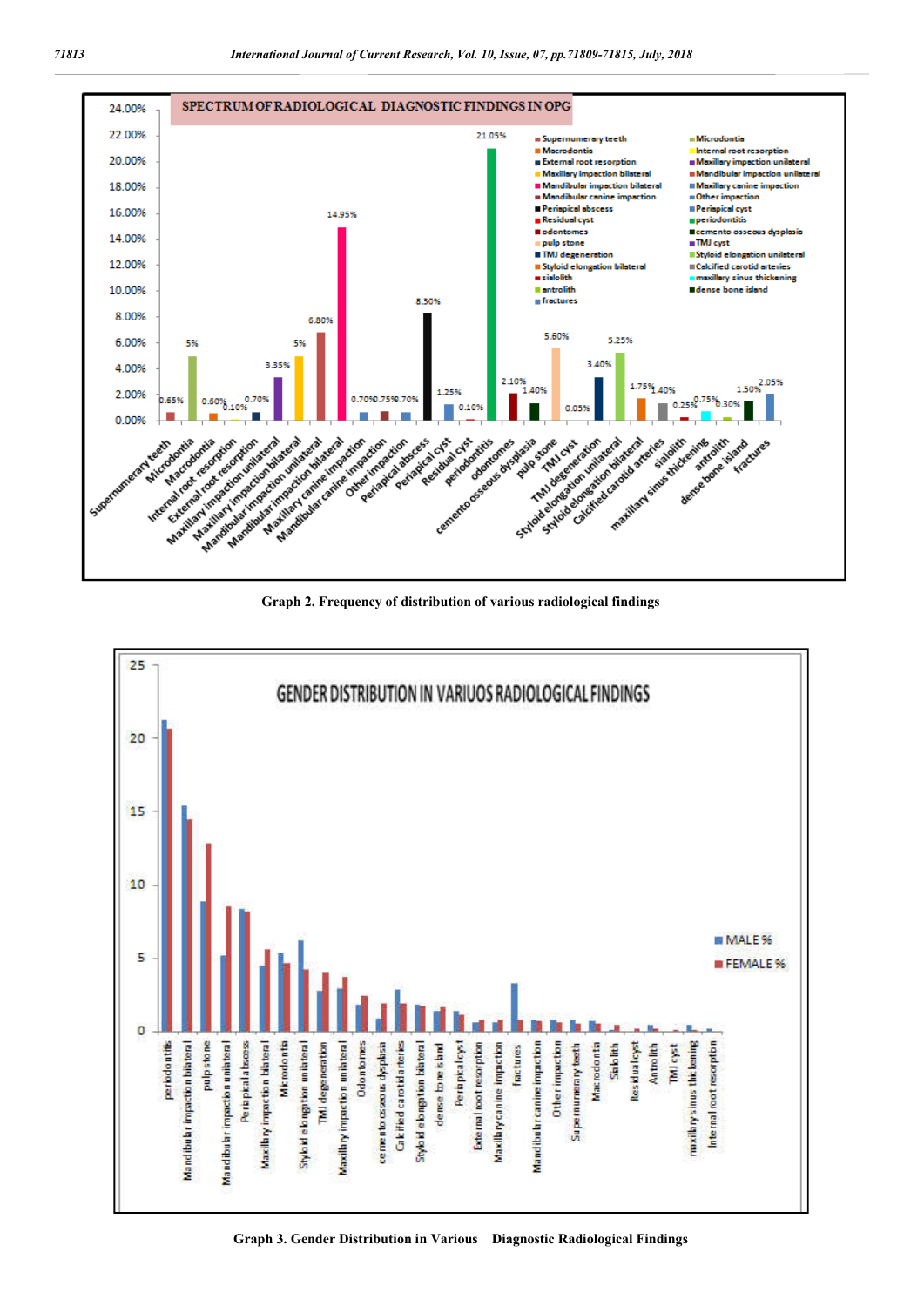Graph 2. Frequency of distribution of various radiological findings

Graph 3. Gender Distribution in Various Diagnostic Radiological Findings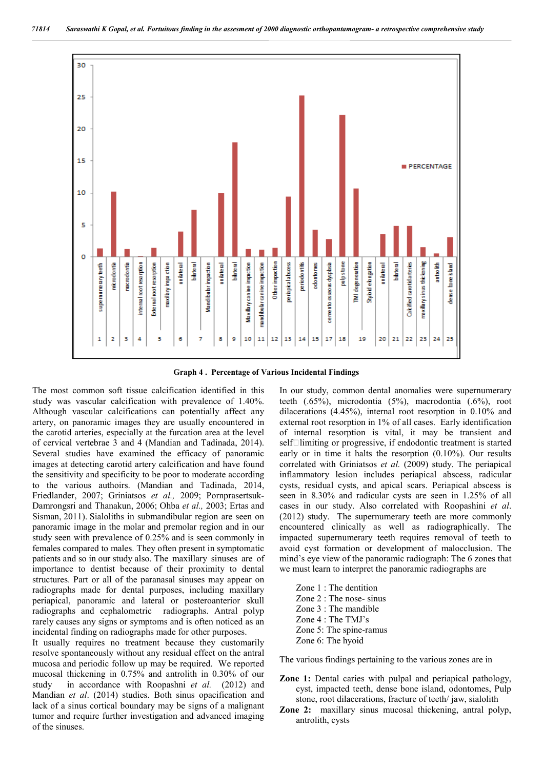Graph 4 . Percentage of Various Incidental Findings

The most common soft tissue calcification identified in this study was vascular calcification with prevalence of 1.40%. Although vascular calcifications can potentially affect any artery, on panoramic images they are usually encountered in the carotid arteries, especially at the furcation area at the level of cervical vertebrae 3 and 4 (Mandian and Tadinada, 2014). Several studies have examined the efficacy of panoramic images at detecting carotid artery calcification and have found the sensitivity and specificity to be poor to moderate according to the various authoirs. (Mandian and Tadinada, 2014, Friedlander, 2007; Griniatsos *et al.,* 2009; Pornprasertsuk-Damrongsri and Thanakun, 2006; Ohba *et al.,* 2003; Ertas and Sisman, 2011). Sialoliths in submandibular region are seen on panoramic image in the molar and premolar region and in our study seen with prevalence of 0.25% and is seen commonly in females compared to males. They often present in symptomatic patients and so in our study also. The maxillary sinuses are of importance to dentist because of their proximity to dental structures. Part or all of the paranasal sinuses may appear on radiographs made for dental purposes, including maxillary periapical, panoramic and lateral or posteroanterior skull radiographs and cephalometric radiographs. Antral polyp rarely causes any signs or symptoms and is often noticed as an incidental finding on radiographs made for other purposes.

It usually requires no treatment because they customarily resolve spontaneously without any residual effect on the antral mucosa and periodic follow up may be required. We reported mucosal thickening in 0.75% and antrolith in 0.30% of our study in accordance with Roopashni *et al.* (2012) and Mandian *et al*. (2014) studies. Both sinus opacification and lack of a sinus cortical boundary may be signs of a malignant tumor and require further investigation and advanced imaging of the sinuses.

In our study, common dental anomalies were supernumerary teeth (.65%), microdontia (5%), macrodontia (.6%), root dilacerations (4.45%), internal root resorption in 0.10% and external root resorption in 1% of all cases. Early identification of internal resorption is vital, it may be transient and self□limiting or progressive, if endodontic treatment is started early or in time it halts the resorption (0.10%). Our results correlated with Griniatsos *et al.* (2009) study. The periapical inflammatory lesion includes periapical abscess, radicular cysts, residual cysts, and apical scars. Periapical abscess is seen in 8.30% and radicular cysts are seen in 1.25% of all cases in our study. Also correlated with Roopashini *et al*. (2012) study. The supernumerary teeth are more commonly encountered clinically as well as radiographically. The impacted supernumerary teeth requires removal of teeth to avoid cyst formation or development of malocclusion. The mind's eye view of the panoramic radiograph: The 6 zones that we must learn to interpret the panoramic radiographs are

Zone 1 : The dentition
Zone 2 : The nose- sinus
Zone 3 : The mandible
Zone 4 : The TMJ's
Zone 5: The spine-ramus
Zone 6: The hyoid

The various findings pertaining to the various zones are in

**Zone 1:** Dental caries with pulpal and periapical pathology, cyst, impacted teeth, dense bone island, odontomes, Pulp stone, root dilacerations, fracture of teeth/ jaw, sialolith

**Zone 2:** maxillary sinus mucosal thickening, antral polyp, antrolith, cysts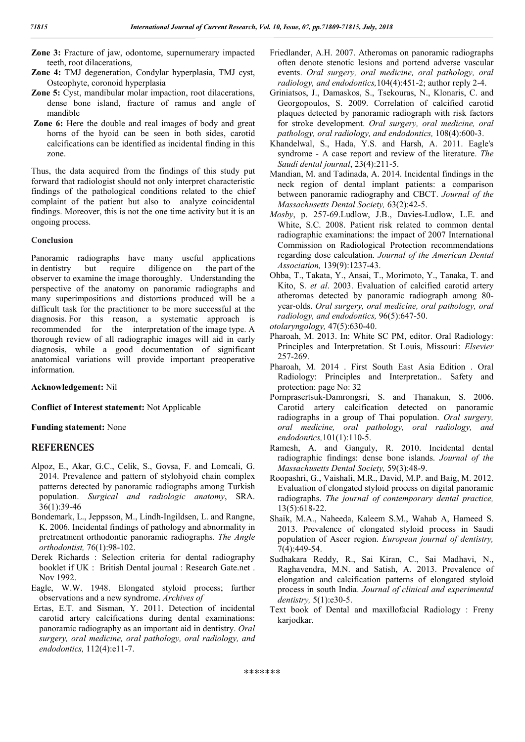**Zone 3:** Fracture of jaw, odontome, supernumerary impacted teeth, root dilacerations,

**Zone 4:** TMJ degeneration, Condylar hyperplasia, TMJ cyst, Osteophyte, coronoid hyperplasia

**Zone 5:** Cyst, mandibular molar impaction, root dilacerations, dense bone island, fracture of ramus and angle of mandible

**Zone 6:** Here the double and real images of body and great horns of the hyoid can be seen in both sides, carotid calcifications can be identified as incidental finding in this zone.

Thus, the data acquired from the findings of this study put forward that radiologist should not only interpret characteristic findings of the pathological conditions related to the chief complaint of the patient but also to analyze coincidental findings. Moreover, this is not the one time activity but it is an ongoing process.

### Conclusion

Panoramic radiographs have many useful applications in dentistry but require diligence on the part of the observer to examine the image thoroughly. Understanding the perspective of the anatomy on panoramic radiographs and many superimpositions and distortions produced will be a difficult task for the practitioner to be more successful at the diagnosis. For this reason, a systematic approach is recommended for the interpretation of the image type. A thorough review of all radiographic images will aid in early diagnosis, while a good documentation of significant anatomical variations will provide important preoperative information.

**Acknowledgement:** Nil

**Conflict of Interest statement:** Not Applicable

**Funding statement:** None

## REFERENCES

- Alpoz, E., Akar, G.C., Celik, S., Govsa, F. and Lomcali, G. 2014. Prevalence and pattern of stylohyoid chain complex patterns detected by panoramic radiographs among Turkish population. *Surgical and radiologic anatomy*, SRA. 36(1):39-46
- Bondemark, L., Jeppsson, M., Lindh-Ingildsen, L. and Rangne, K. 2006. Incidental findings of pathology and abnormality in pretreatment orthodontic panoramic radiographs. *The Angle orthodontist,* 76(1):98-102.
- Derek Richards : Selection criteria for dental radiography booklet if UK : British Dental journal : Research Gate.net . Nov 1992.
- Eagle, W.W. 1948. Elongated styloid process; further observations and a new syndrome. *Archives of otolaryngology,* 47(5):630-40.
- Ertas, E.T. and Sisman, Y. 2011. Detection of incidental carotid artery calcifications during dental examinations: panoramic radiography as an important aid in dentistry. *Oral surgery, oral medicine, oral pathology, oral radiology, and endodontics,* 112(4):e11-7.
- Friedlander, A.H. 2007. Atheromas on panoramic radiographs often denote stenotic lesions and portend adverse vascular events. *Oral surgery, oral medicine, oral pathology, oral radiology, and endodontics,*104(4):451-2; author reply 2-4.
- Griniatsos, J., Damaskos, S., Tsekouras, N., Klonaris, C. and Georgopoulos, S. 2009. Correlation of calcified carotid plaques detected by panoramic radiograph with risk factors for stroke development. *Oral surgery, oral medicine, oral pathology, oral radiology, and endodontics,* 108(4):600-3.
- Khandelwal, S., Hada, Y.S. and Harsh, A. 2011. Eagle's syndrome - A case report and review of the literature. *The Saudi dental journal*, 23(4):211-5.
- Mandian, M. and Tadinada, A. 2014. Incidental findings in the neck region of dental implant patients: a comparison between panoramic radiography and CBCT. *Journal of the Massachusetts Dental Society,* 63(2):42-5.
- *Mosby*, p. 257-69.Ludlow, J.B., Davies-Ludlow, L.E. and White, S.C. 2008. Patient risk related to common dental radiographic examinations: the impact of 2007 International Commission on Radiological Protection recommendations regarding dose calculation. *Journal of the American Dental Association,* 139(9):1237-43.
- Ohba, T., Takata, Y., Ansai, T., Morimoto, Y., Tanaka, T. and Kito, S. *et al*. 2003. Evaluation of calcified carotid artery atheromas detected by panoramic radiograph among 80-year-olds. *Oral surgery, oral medicine, oral pathology, oral radiology, and endodontics,* 96(5):647-50.
- Pharoah, M. 2013. In: White SC PM, editor. Oral Radiology: Principles and Interpretation. St Louis, Missouri: *Elsevier* 257-269.
- Pharoah, M. 2014 . First South East Asia Edition . Oral Radiology: Principles and Interpretation.. Safety and protection: page No: 32
- Pornprasertsuk-Damrongsri, S. and Thanakun, S. 2006. Carotid artery calcification detected on panoramic radiographs in a group of Thai population. *Oral surgery, oral medicine, oral pathology, oral radiology, and endodontics,*101(1):110-5.
- Ramesh, A. and Ganguly, R. 2010. Incidental dental radiographic findings: dense bone islands. *Journal of the Massachusetts Dental Society,* 59(3):48-9.
- Roopashri, G., Vaishali, M.R., David, M.P. and Baig, M. 2012. Evaluation of elongated styloid process on digital panoramic radiographs. *The journal of contemporary dental practice,* 13(5):618-22.
- Shaik, M.A., Naheeda, Kaleem S.M., Wahab A, Hameed S. 2013. Prevalence of elongated styloid process in Saudi population of Aseer region. *European journal of dentistry,* 7(4):449-54.
- Sudhakara Reddy, R., Sai Kiran, C., Sai Madhavi, N., Raghavendra, M.N. and Satish, A. 2013. Prevalence of elongation and calcification patterns of elongated styloid process in south India. *Journal of clinical and experimental dentistry,* 5(1):e30-5.
- Text book of Dental and maxillofacial Radiology : Freny karjodkar.

\*\*\*\*\*\*\*